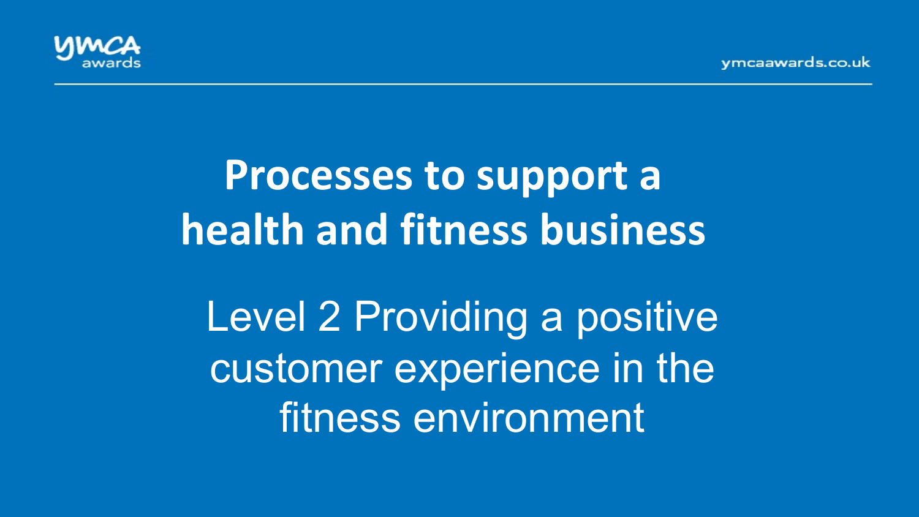# Processes to support a health and fitness business

Level 2 Providing a positive customer experience in the fitness environment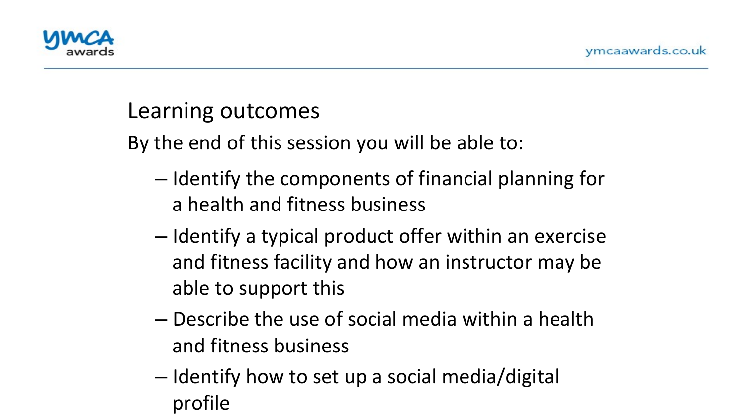## Learning outcomes

By the end of this session you will be able to:

- Identify the components of financial planning for a health and fitness business
- Identify a typical product offer within an exercise and fitness facility and how an instructor may be able to support this
- Describe the use of social media within a health and fitness business
- Identify how to set up a social media/digital profile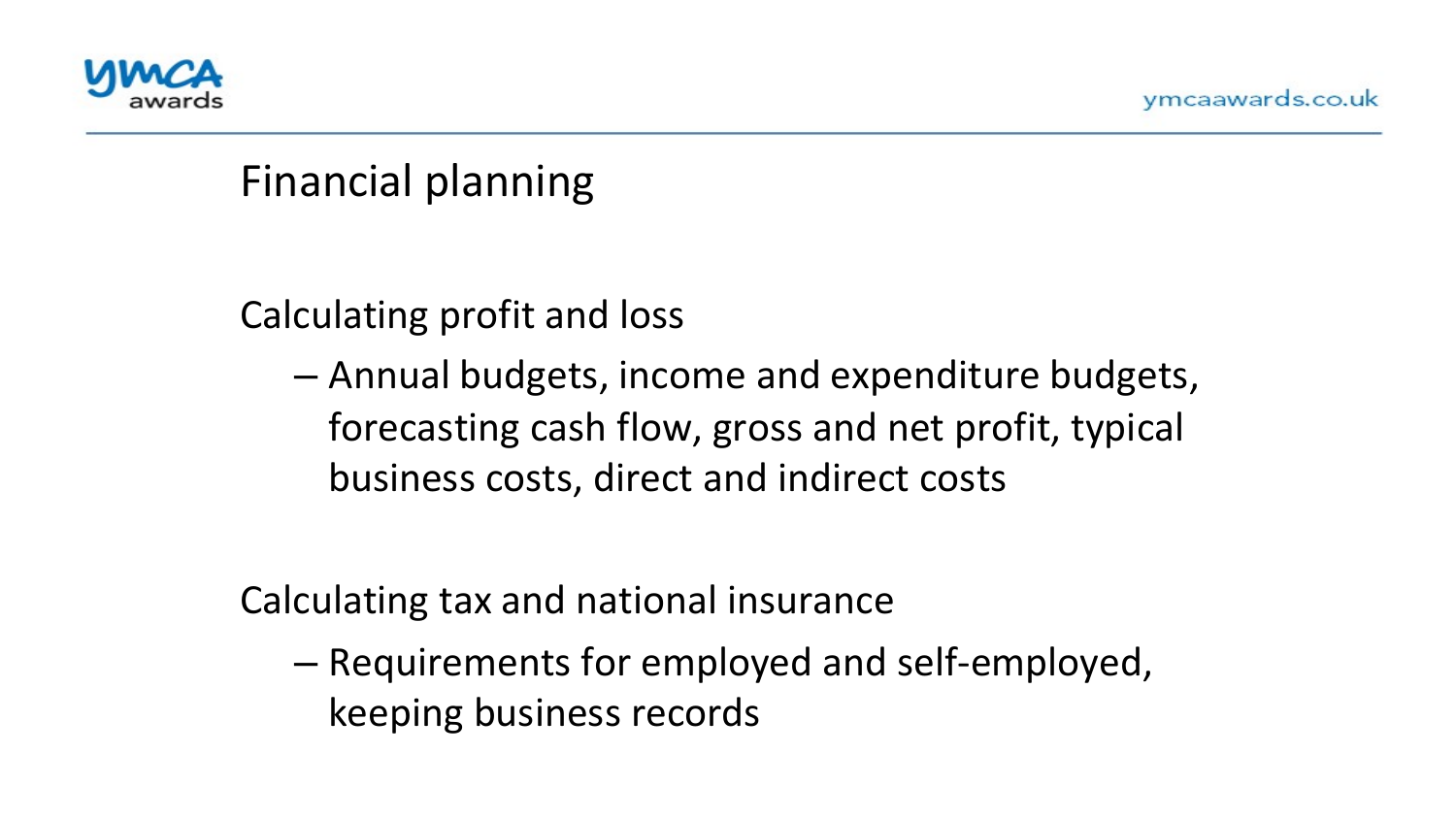# Financial planning

## Calculating profit and loss

- Annual budgets, income and expenditure budgets, forecasting cash flow, gross and net profit, typical business costs, direct and indirect costs

## Calculating tax and national insurance

- Requirements for employed and self-employed, keeping business records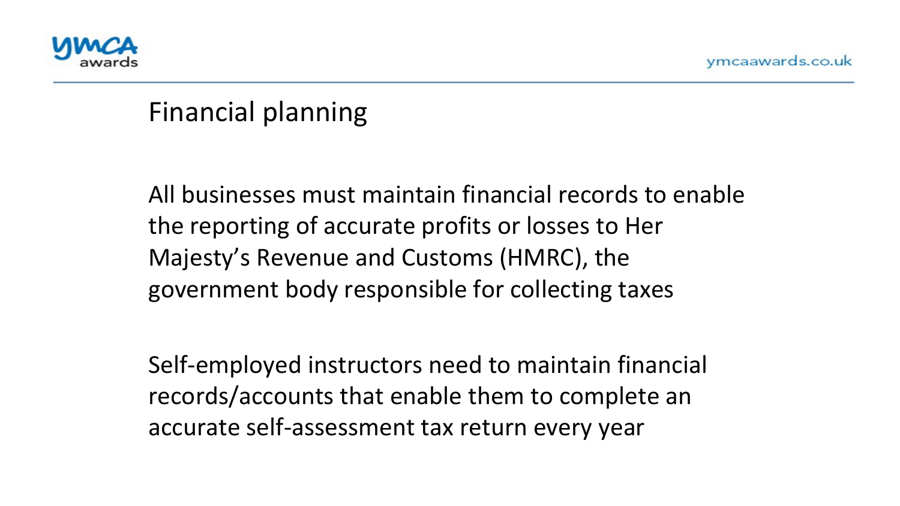# Financial planning

All businesses must maintain financial records to enable the reporting of accurate profits or losses to Her Majesty's Revenue and Customs (HMRC), the government body responsible for collecting taxes

Self-employed instructors need to maintain financial records/accounts that enable them to complete an accurate self-assessment tax return every year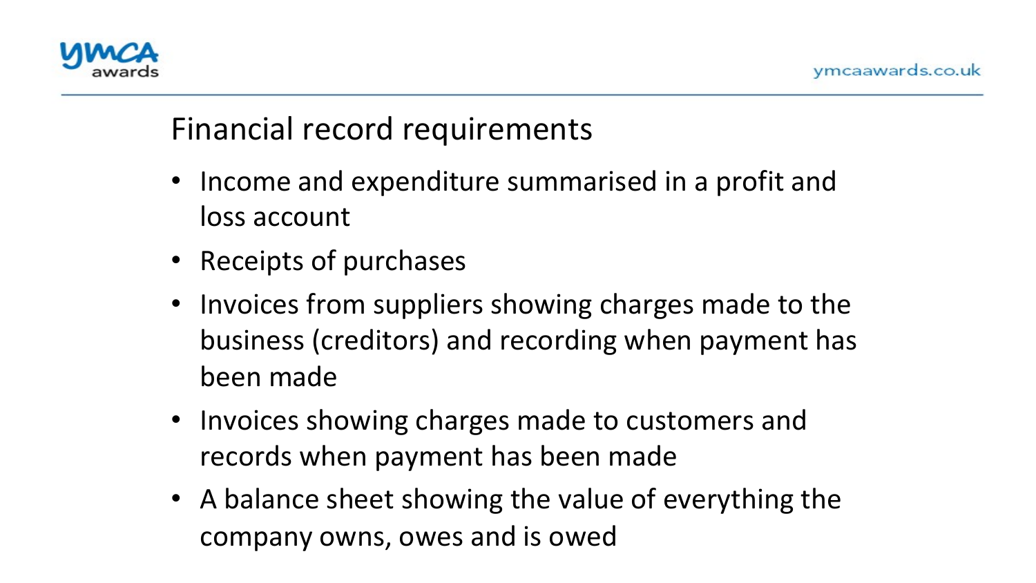## Financial record requirements

- Income and expenditure summarised in a profit and loss account
- Receipts of purchases
- Invoices from suppliers showing charges made to the business (creditors) and recording when payment has been made
- Invoices showing charges made to customers and records when payment has been made
- A balance sheet showing the value of everything the company owns, owes and is owed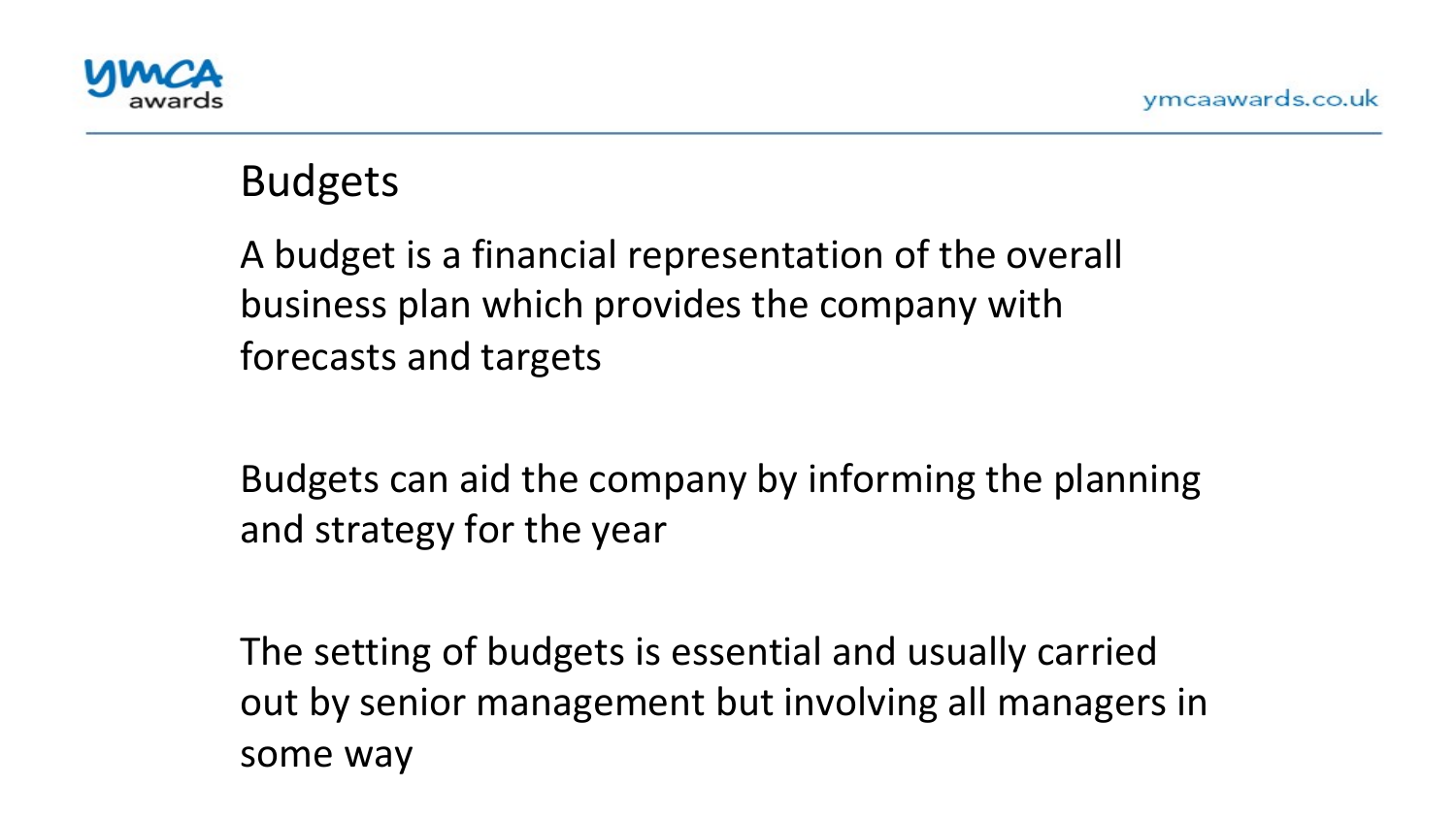## Budgets

A budget is a financial representation of the overall business plan which provides the company with forecasts and targets

Budgets can aid the company by informing the planning and strategy for the year

The setting of budgets is essential and usually carried out by senior management but involving all managers in some way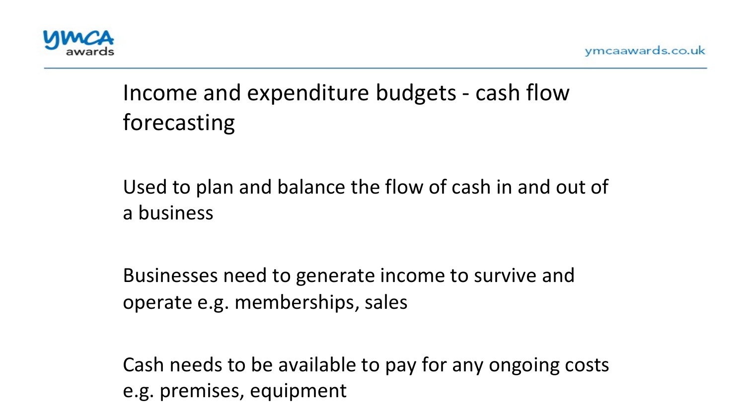# Income and expenditure budgets - cash flow forecasting

Used to plan and balance the flow of cash in and out of a business

Businesses need to generate income to survive and operate e.g. memberships, sales

Cash needs to be available to pay for any ongoing costs e.g. premises, equipment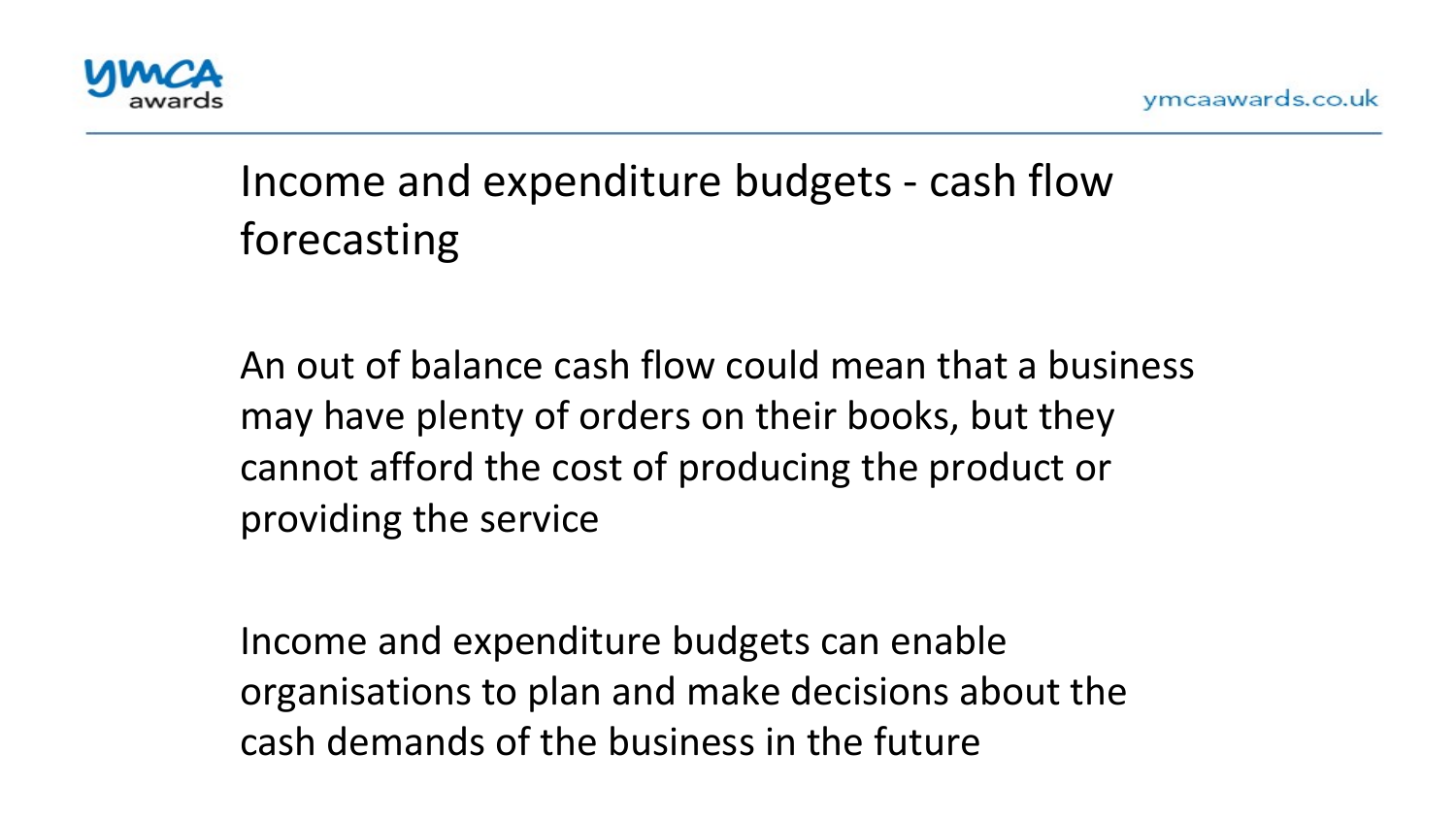# Income and expenditure budgets - cash flow forecasting

An out of balance cash flow could mean that a business may have plenty of orders on their books, but they cannot afford the cost of producing the product or providing the service

Income and expenditure budgets can enable organisations to plan and make decisions about the cash demands of the business in the future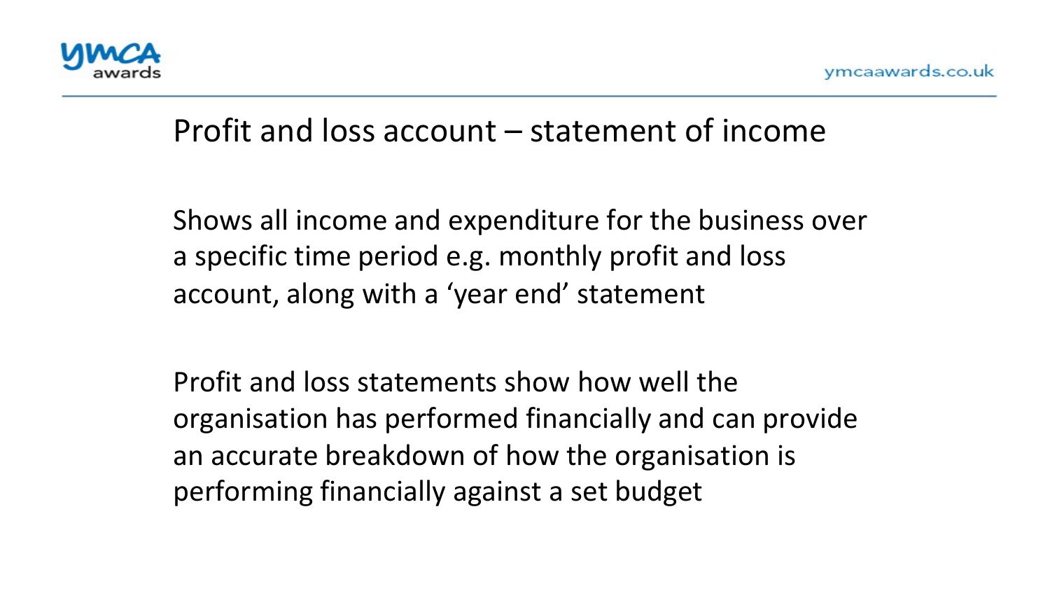## Profit and loss account – statement of income

Shows all income and expenditure for the business over a specific time period e.g. monthly profit and loss account, along with a 'year end' statement

Profit and loss statements show how well the organisation has performed financially and can provide an accurate breakdown of how the organisation is performing financially against a set budget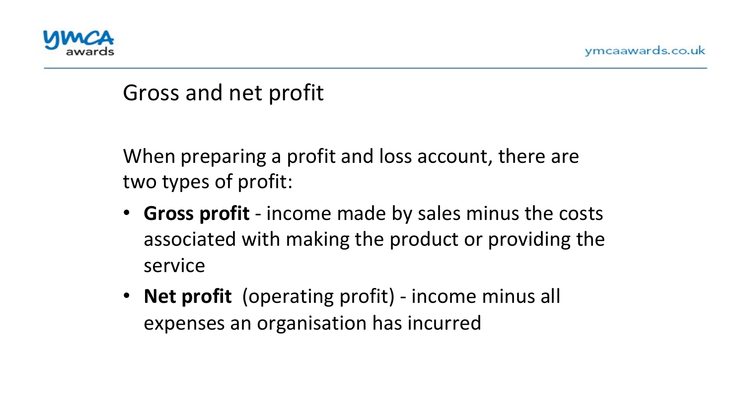# Gross and net profit

When preparing a profit and loss account, there are two types of profit:

- **Gross profit** - income made by sales minus the costs associated with making the product or providing the service
- **Net profit** (operating profit) - income minus all expenses an organisation has incurred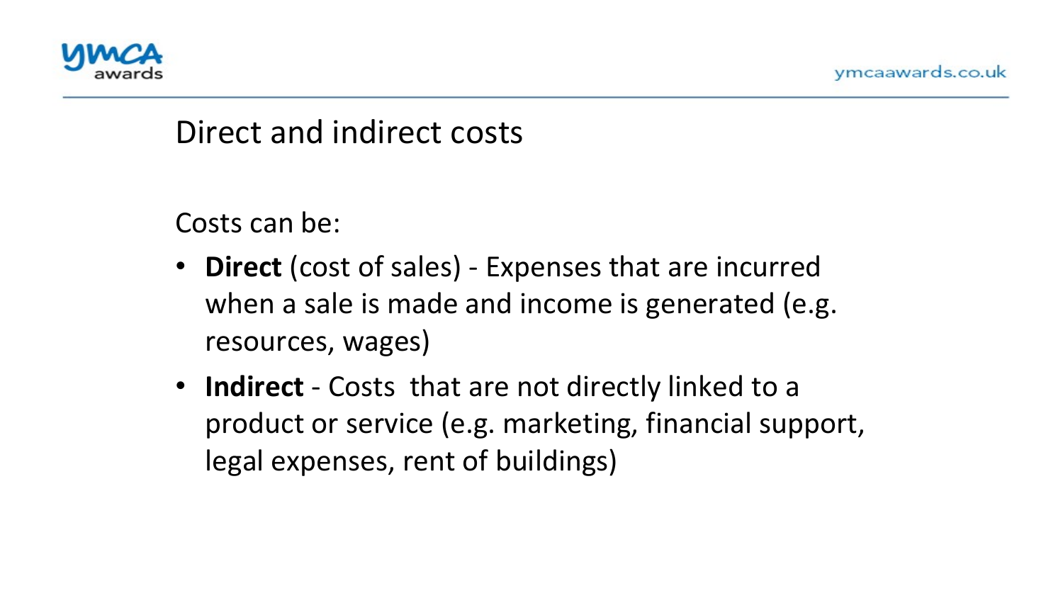# Direct and indirect costs

Costs can be:

- **Direct** (cost of sales) - Expenses that are incurred when a sale is made and income is generated (e.g. resources, wages)
- **Indirect** - Costs that are not directly linked to a product or service (e.g. marketing, financial support, legal expenses, rent of buildings)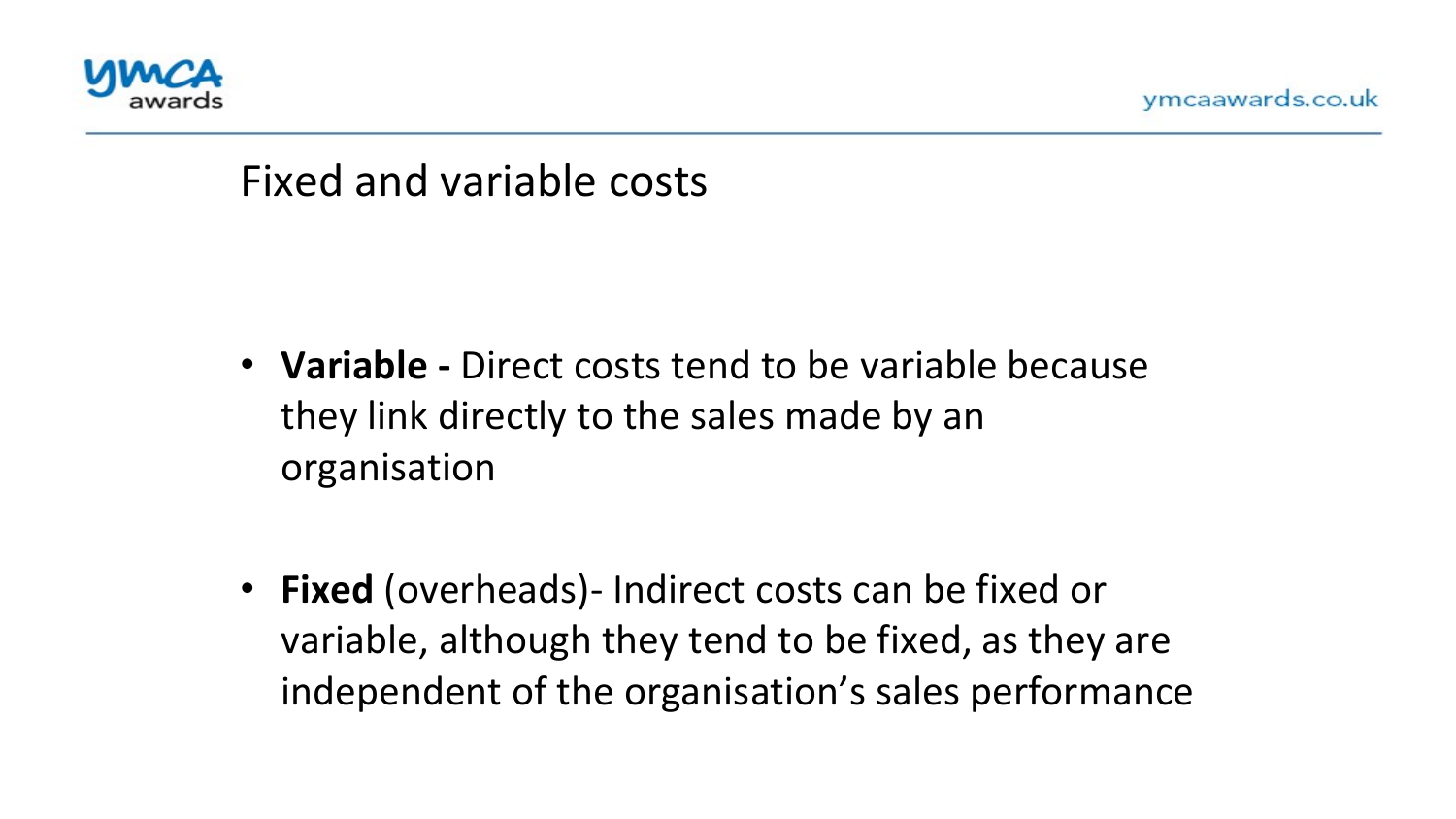## Fixed and variable costs

- **Variable -** Direct costs tend to be variable because they link directly to the sales made by an organisation

- **Fixed** (overheads)- Indirect costs can be fixed or variable, although they tend to be fixed, as they are independent of the organisation's sales performance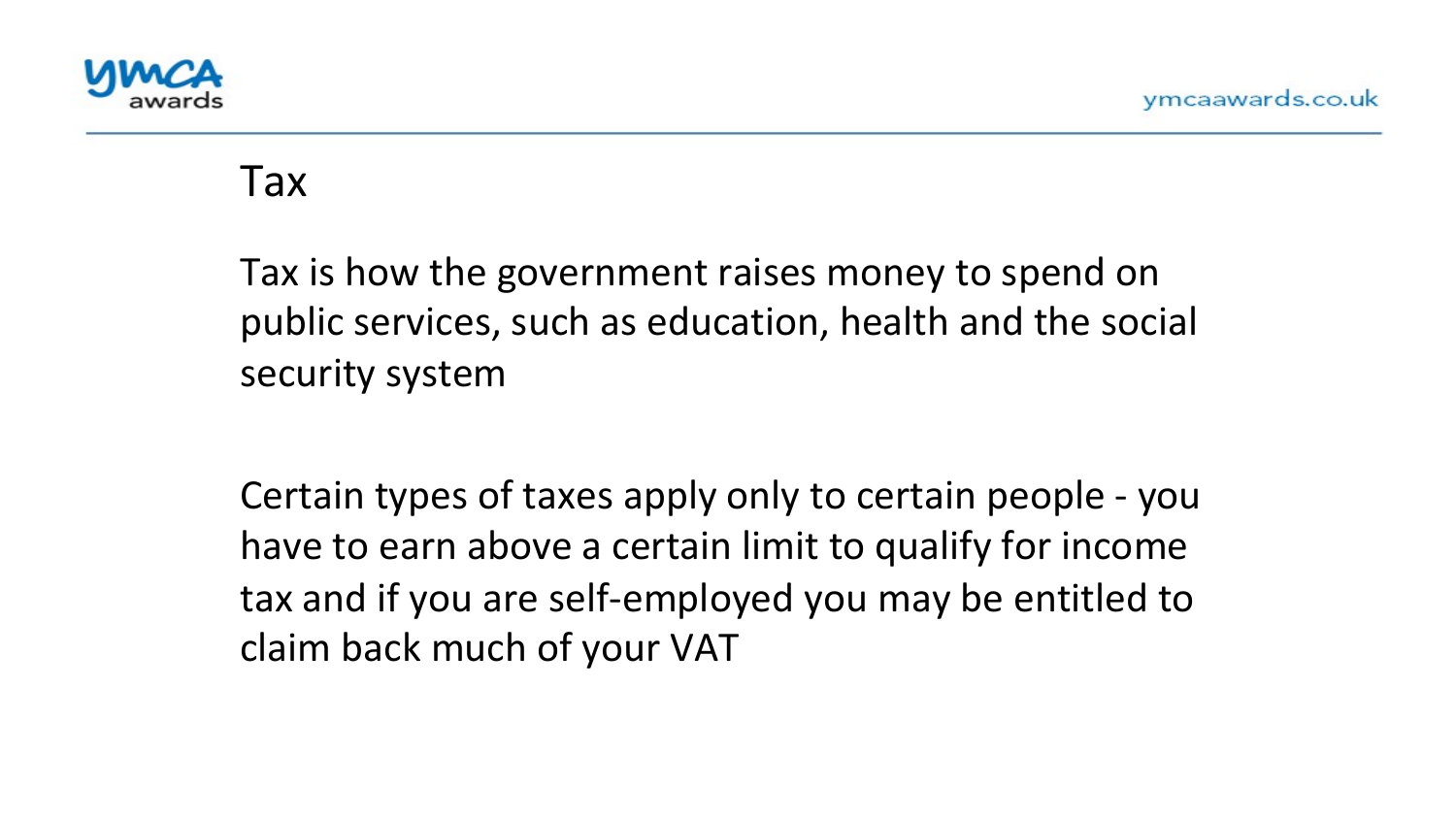# Tax

Tax is how the government raises money to spend on public services, such as education, health and the social security system

Certain types of taxes apply only to certain people - you have to earn above a certain limit to qualify for income tax and if you are self-employed you may be entitled to claim back much of your VAT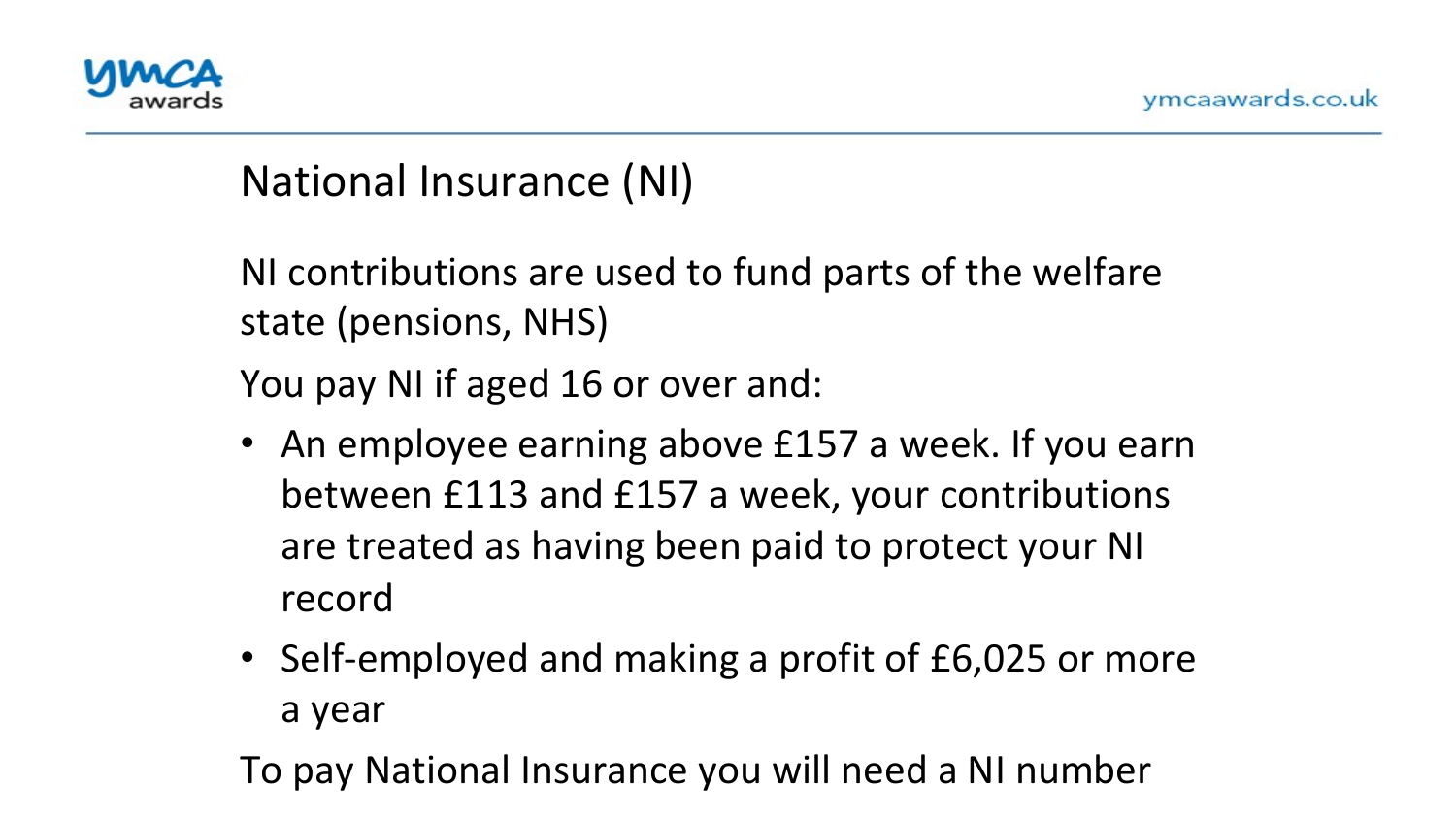# National Insurance (NI)

NI contributions are used to fund parts of the welfare state (pensions, NHS)

You pay NI if aged 16 or over and:

- An employee earning above £157 a week. If you earn between £113 and £157 a week, your contributions are treated as having been paid to protect your NI record
- Self-employed and making a profit of £6,025 or more a year

To pay National Insurance you will need a NI number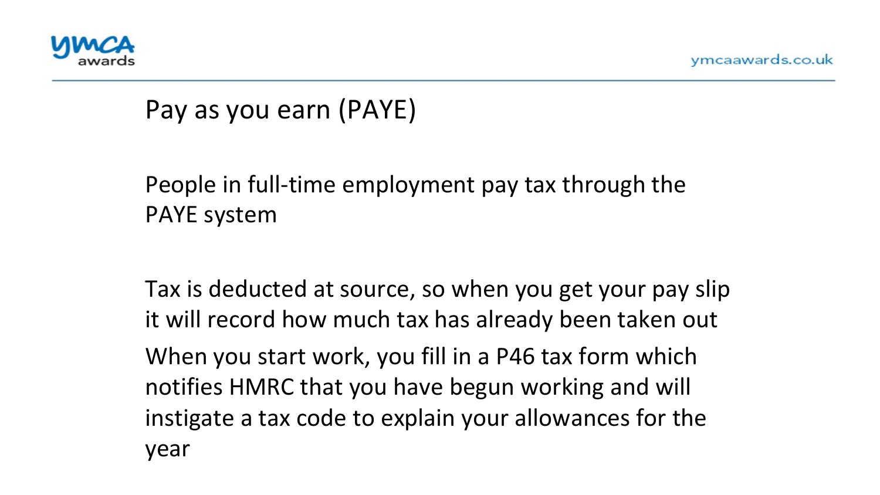# Pay as you earn (PAYE)

People in full-time employment pay tax through the PAYE system

Tax is deducted at source, so when you get your pay slip it will record how much tax has already been taken out

When you start work, you fill in a P46 tax form which notifies HMRC that you have begun working and will instigate a tax code to explain your allowances for the year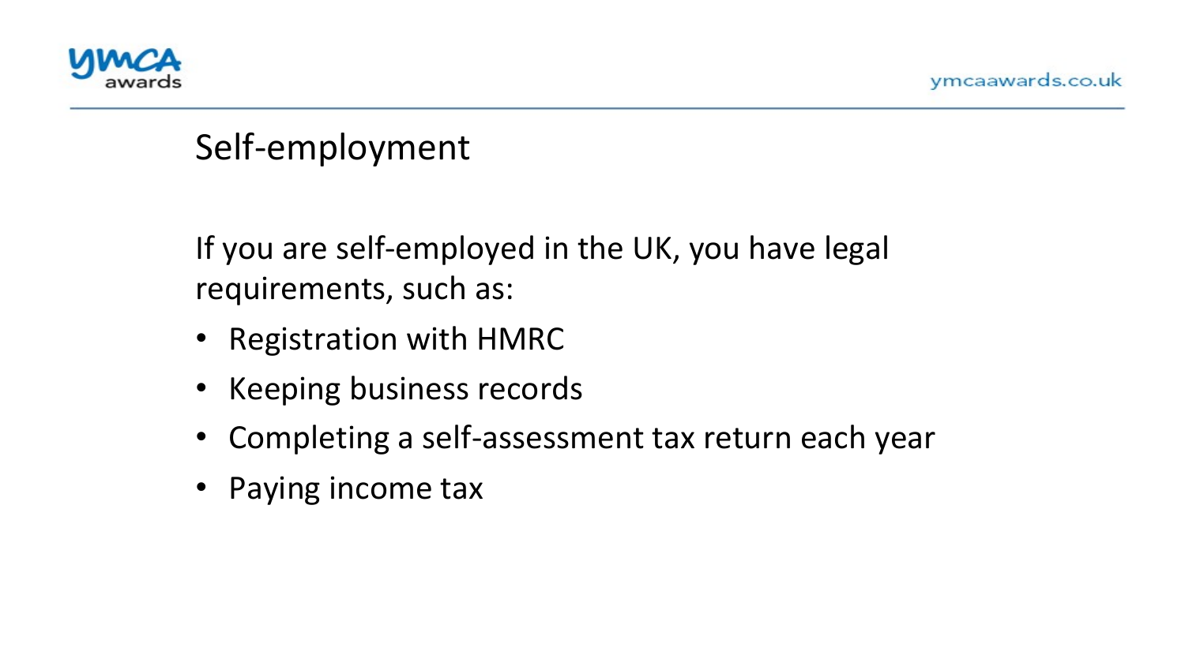# Self-employment

If you are self-employed in the UK, you have legal requirements, such as:

- Registration with HMRC
- Keeping business records
- Completing a self-assessment tax return each year
- Paying income tax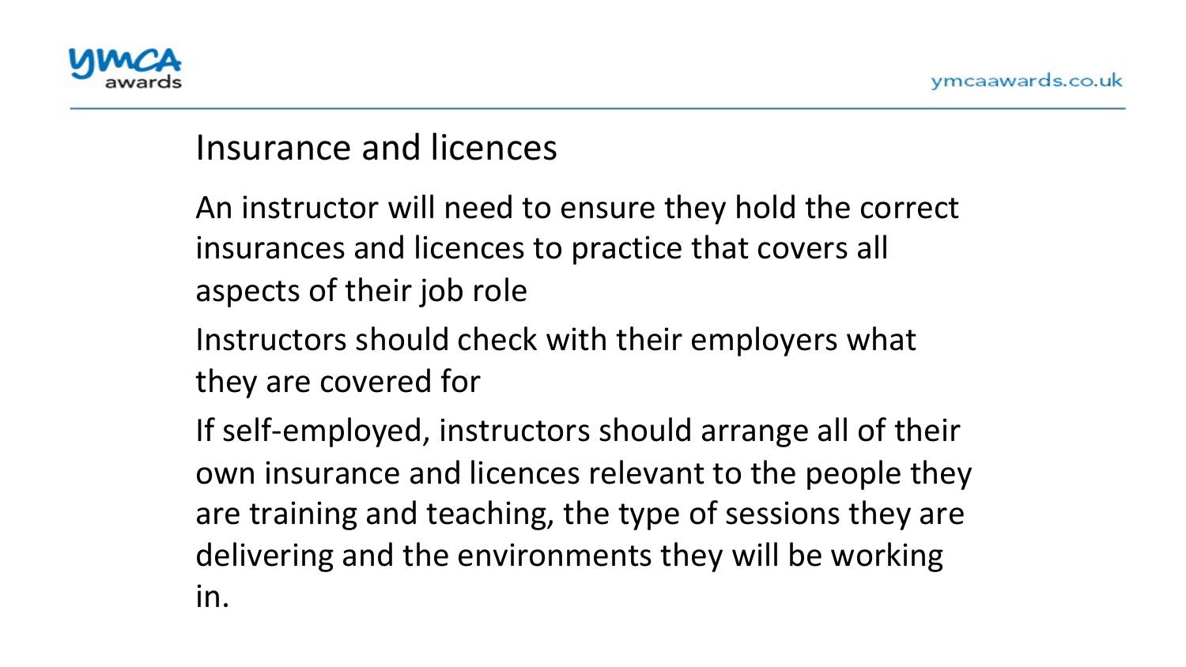## Insurance and licences

An instructor will need to ensure they hold the correct insurances and licences to practice that covers all aspects of their job role

Instructors should check with their employers what they are covered for

If self-employed, instructors should arrange all of their own insurance and licences relevant to the people they are training and teaching, the type of sessions they are delivering and the environments they will be working in.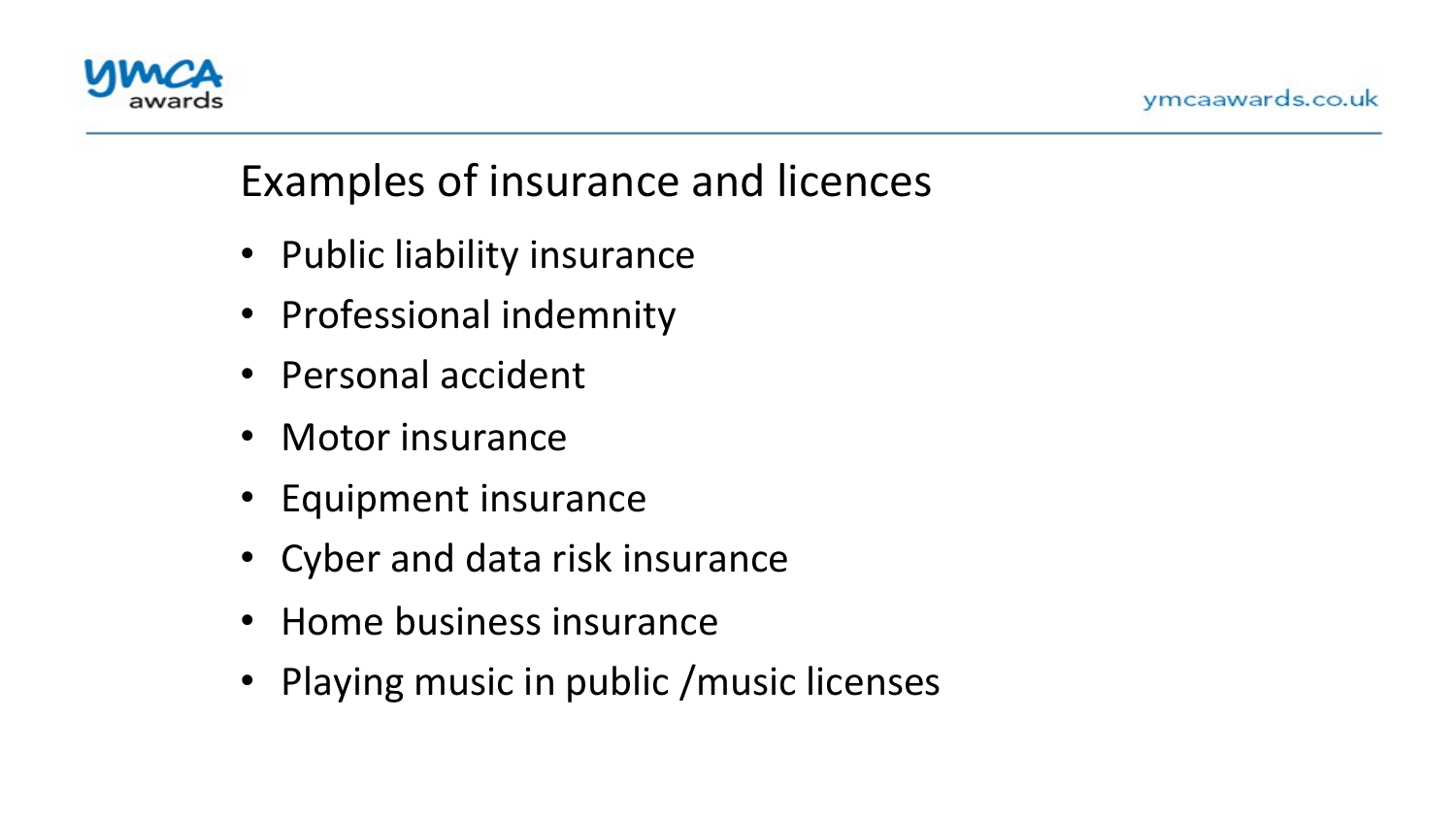## Examples of insurance and licences

- Public liability insurance
- Professional indemnity
- Personal accident
- Motor insurance
- Equipment insurance
- Cyber and data risk insurance
- Home business insurance
- Playing music in public /music licenses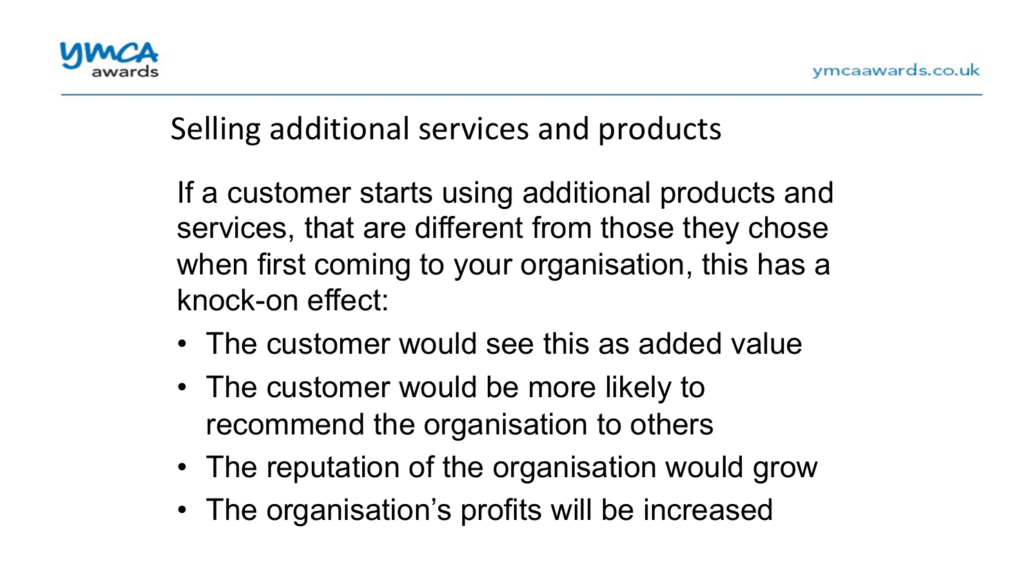# Selling additional services and products

If a customer starts using additional products and services, that are different from those they chose when first coming to your organisation, this has a knock-on effect:

- The customer would see this as added value
- The customer would be more likely to recommend the organisation to others
- The reputation of the organisation would grow
- The organisation's profits will be increased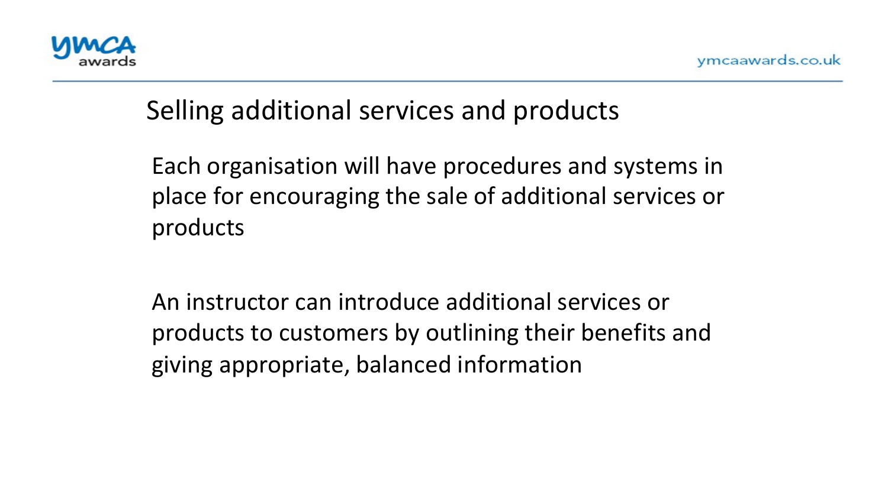## Selling additional services and products

Each organisation will have procedures and systems in place for encouraging the sale of additional services or products

An instructor can introduce additional services or products to customers by outlining their benefits and giving appropriate, balanced information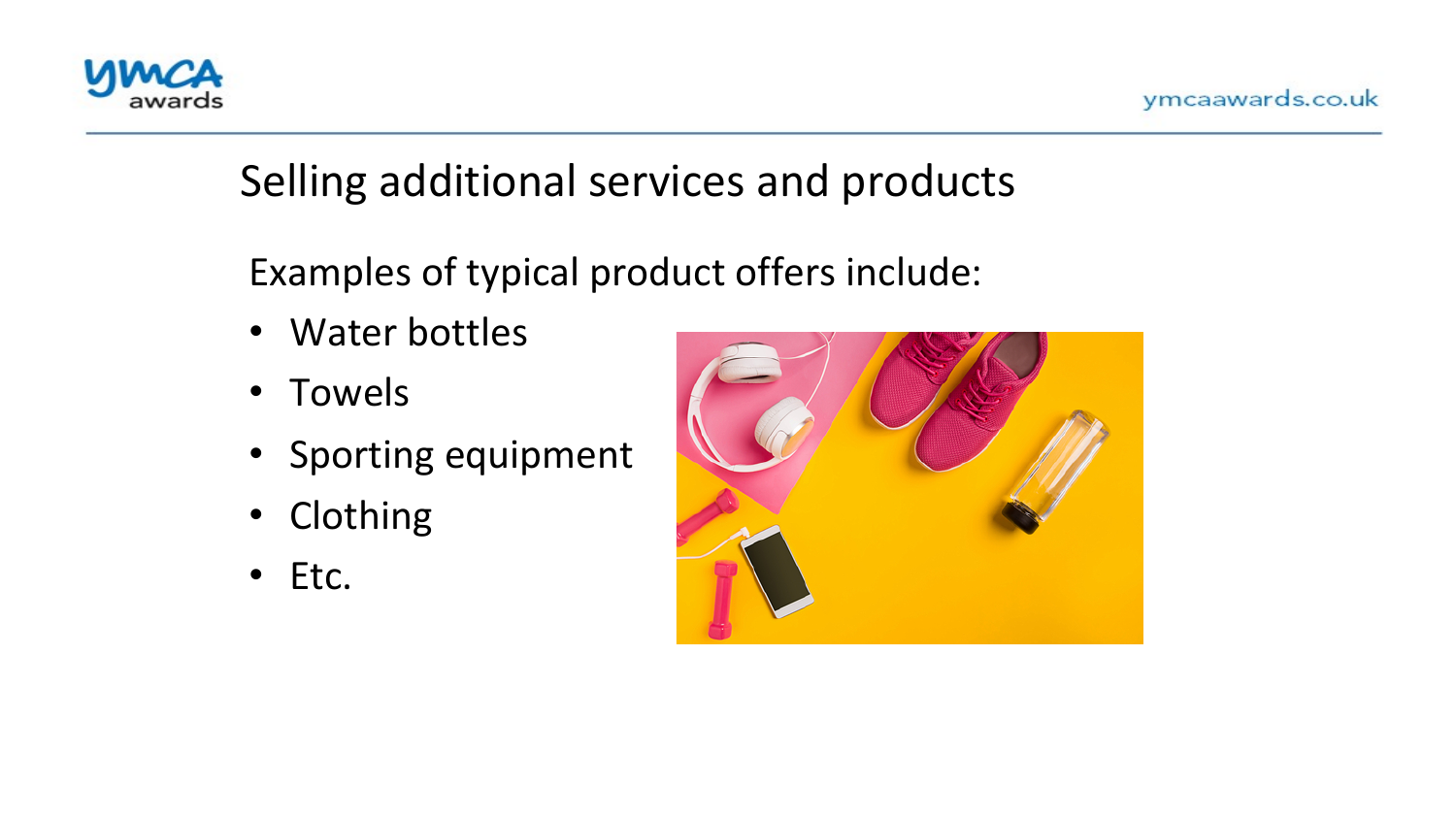## Selling additional services and products

Examples of typical product offers include:

- Water bottles
- Towels
- Sporting equipment
- Clothing
- Etc.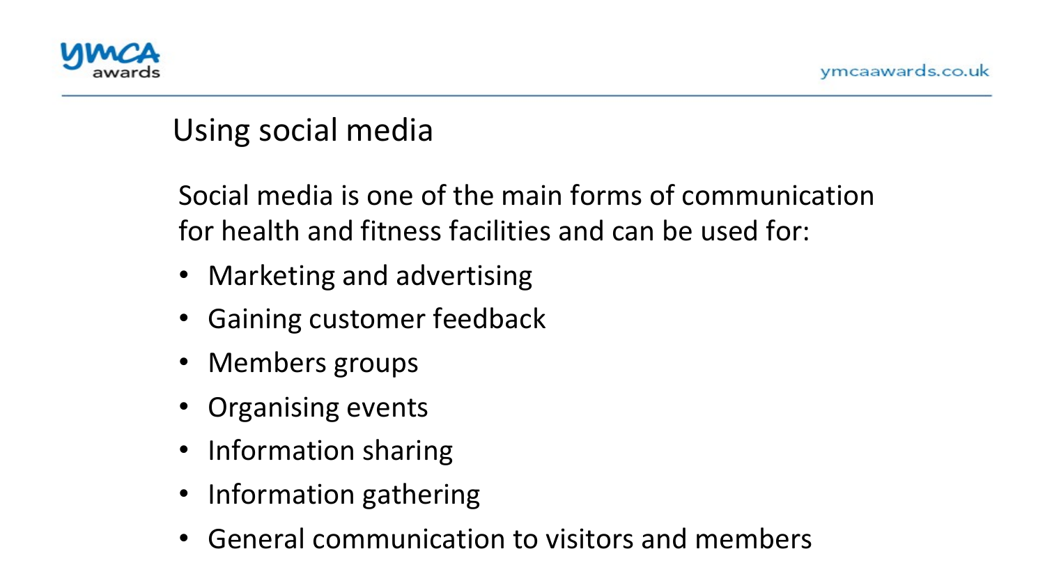## Using social media

Social media is one of the main forms of communication for health and fitness facilities and can be used for:

- Marketing and advertising
- Gaining customer feedback
- Members groups
- Organising events
- Information sharing
- Information gathering
- General communication to visitors and members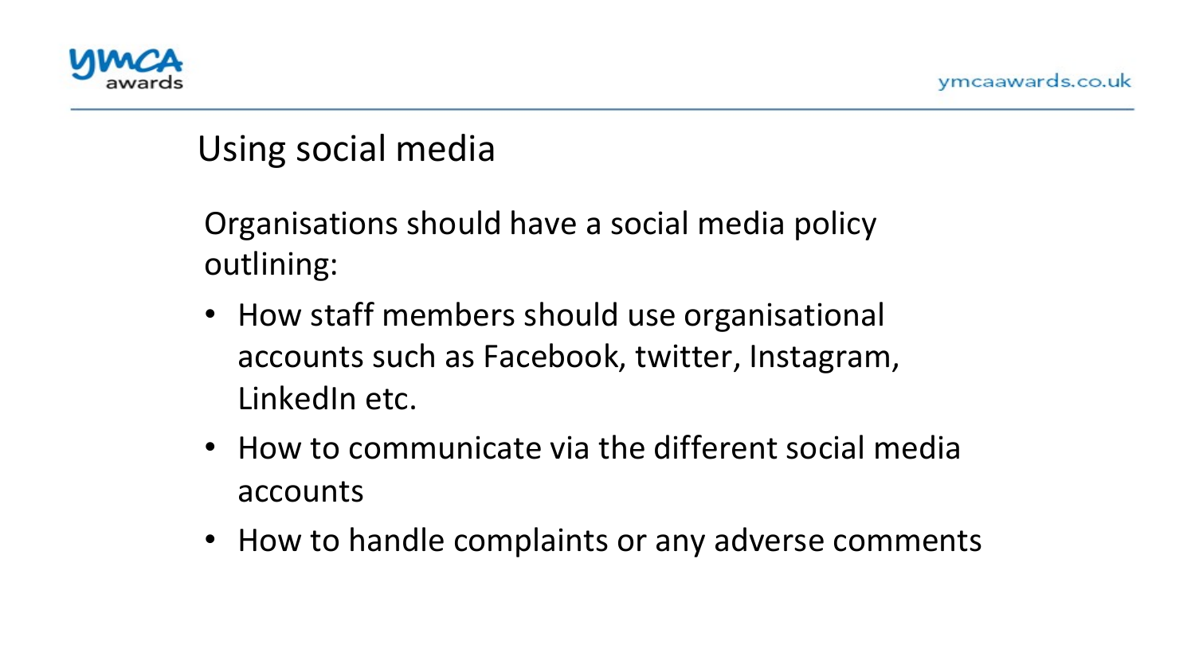# Using social media

Organisations should have a social media policy outlining:

- How staff members should use organisational accounts such as Facebook, twitter, Instagram, LinkedIn etc.
- How to communicate via the different social media accounts
- How to handle complaints or any adverse comments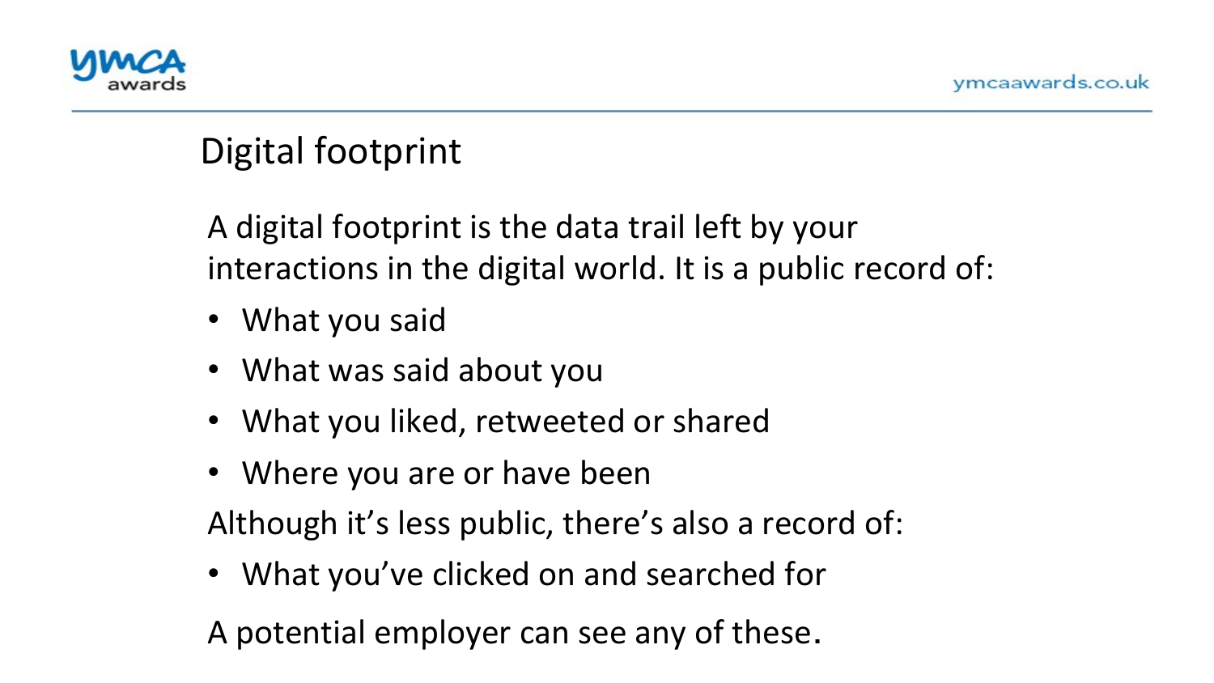# Digital footprint

A digital footprint is the data trail left by your interactions in the digital world. It is a public record of:

- What you said
- What was said about you
- What you liked, retweeted or shared
- Where you are or have been

Although it's less public, there's also a record of:

- What you've clicked on and searched for

A potential employer can see any of these.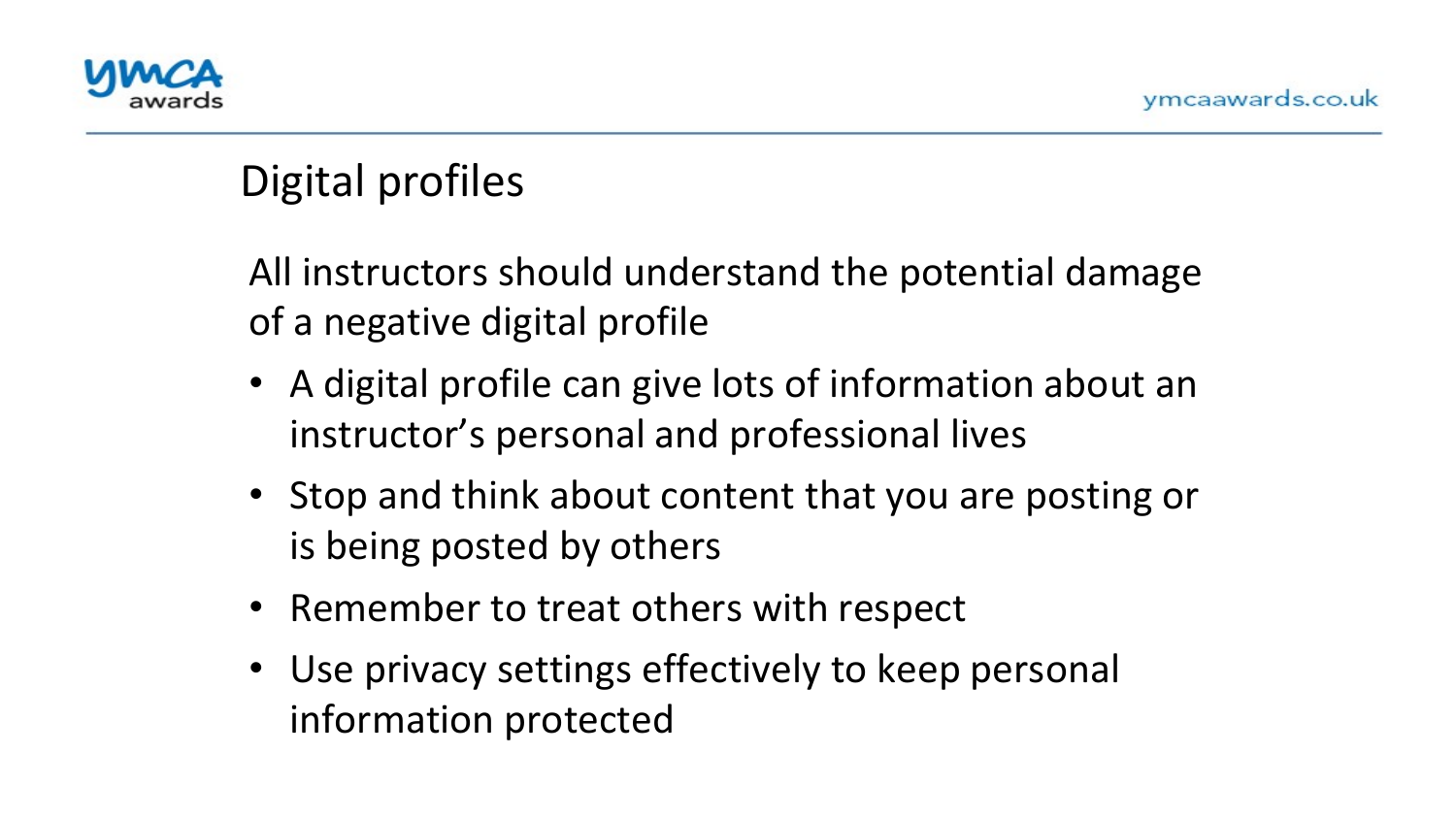## Digital profiles

All instructors should understand the potential damage of a negative digital profile

- A digital profile can give lots of information about an instructor's personal and professional lives
- Stop and think about content that you are posting or is being posted by others
- Remember to treat others with respect
- Use privacy settings effectively to keep personal information protected